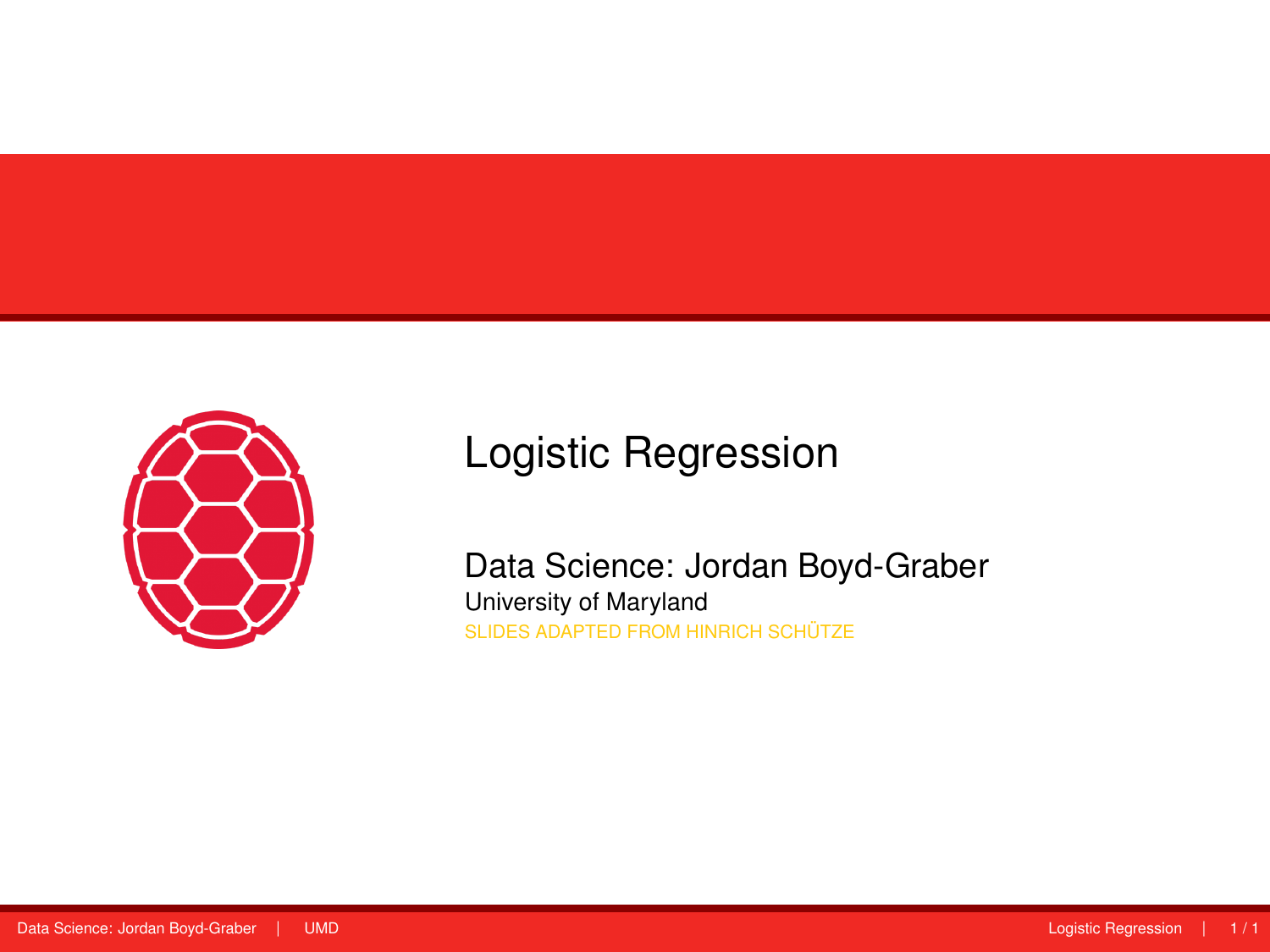# Logistic Regression

## Data Science: Jordan Boyd-Graber

University of Maryland

SLIDES ADAPTED FROM HINRICH SCHÜTZE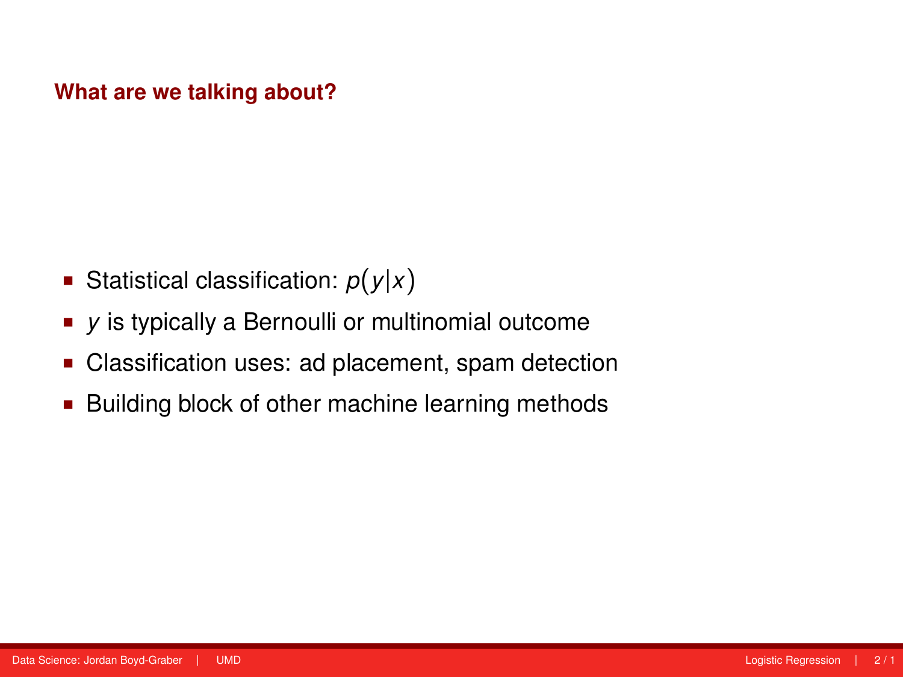## What are we talking about?

- Statistical classification: $p(y|x)$
- $y$ is typically a Bernoulli or multinomial outcome
- Classification uses: ad placement, spam detection
- Building block of other machine learning methods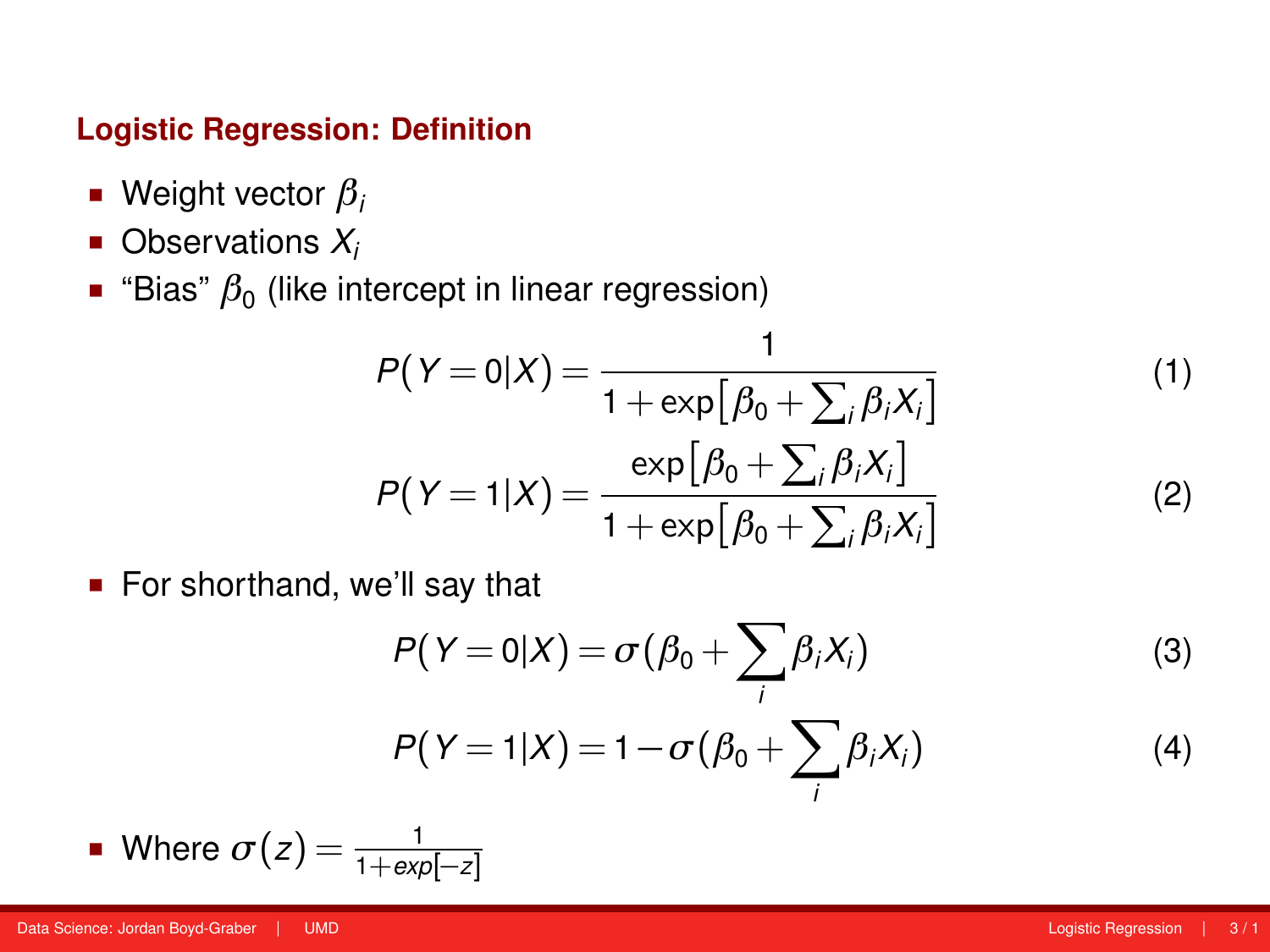### Logistic Regression: Definition

- Weight vector $\beta_i$
- Observations $X_i$
- "Bias" $\beta_0$ (like intercept in linear regression)

$$P(Y=0|X) = \frac{1}{1+\exp\left[\beta_0 + \sum_i \beta_i X_i\right]} \tag{1}$$

$$P(Y=1|X) = \frac{\exp\left[\beta_0 + \sum_i \beta_i X_i\right]}{1+\exp\left[\beta_0 + \sum_i \beta_i X_i\right]} \tag{2}$$

- For shorthand, we'll say that

$$P(Y=0|X) = \sigma(\beta_0 + \sum_i \beta_i X_i) \tag{3}$$

$$P(Y=1|X) = 1 - \sigma(\beta_0 + \sum_i \beta_i X_i) \tag{4}$$

- Where $\sigma(z) = \frac{1}{1+exp[-z]}$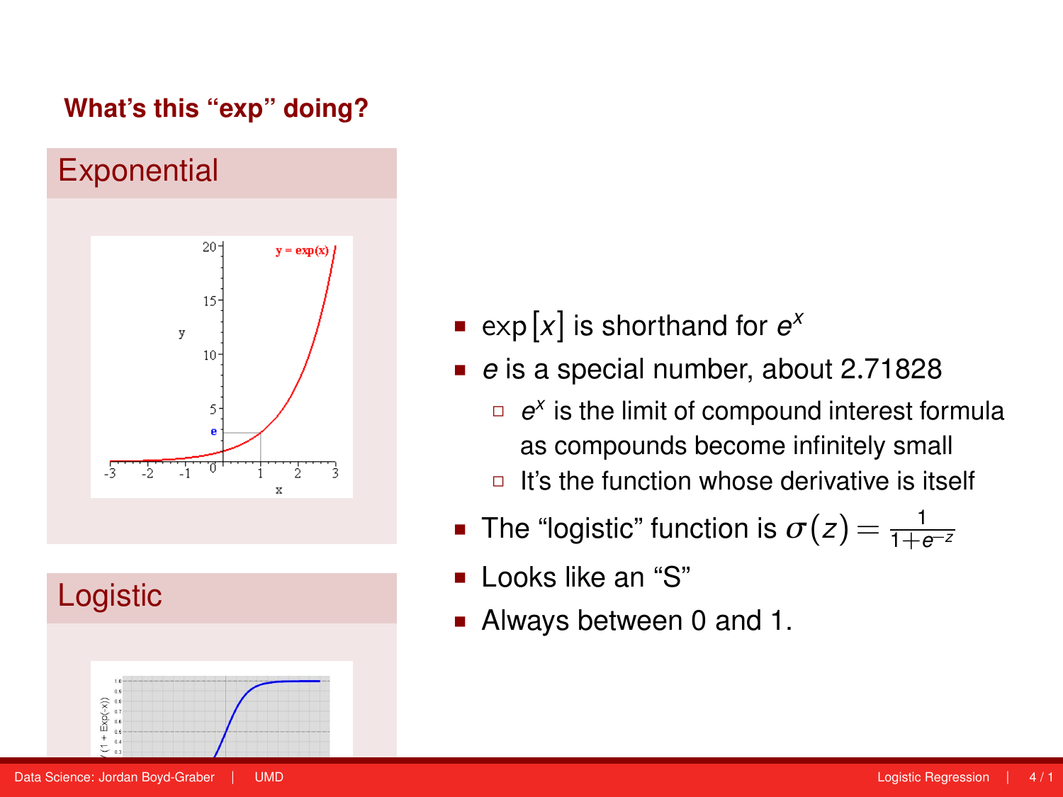### What's this "exp" doing?

## Exponential

## Logistic

- $\exp[x]$ is shorthand for $e^x$
- $e$ is a special number, about 2.71828
  - $e^x$ is the limit of compound interest formula as compounds become infinitely small
  - It's the function whose derivative is itself
- The "logistic" function is $\sigma(z) = \frac{1}{1+e^{-z}}$
- Looks like an "S"
- Always between 0 and 1.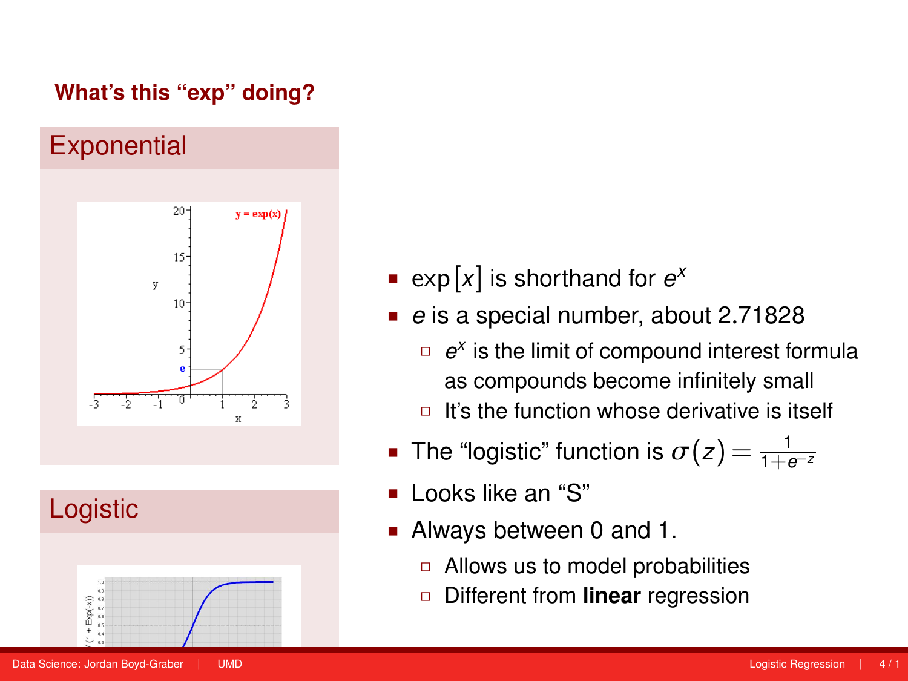## What's this "exp" doing?

### Exponential

### Logistic

- $\exp[x]$ is shorthand for $e^x$
- $e$ is a special number, about 2.71828
  - $e^x$ is the limit of compound interest formula as compounds become infinitely small
  - It's the function whose derivative is itself
- The "logistic" function is $\sigma(z) = \frac{1}{1+e^{-z}}$
- Looks like an "S"
- Always between 0 and 1.
  - Allows us to model probabilities
  - Different from **linear** regression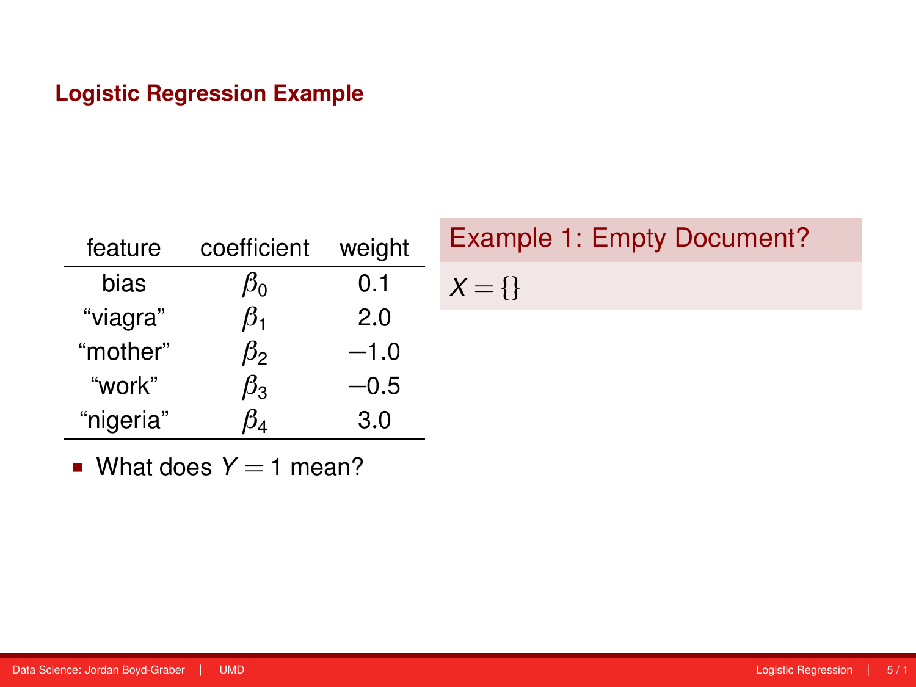## Logistic Regression Example

| feature | coefficient | weight |
|---|---|---|
| bias | $\beta_0$ | 0.1 |
| “viagra” | $\beta_1$ | 2.0 |
| “mother” | $\beta_2$ | $-1.0$ |
| “work” | $\beta_3$ | $-0.5$ |
| “nigeria” | $\beta_4$ | 3.0 |

- What does $Y = 1$ mean?

**Example 1: Empty Document?**

$X = \{\}$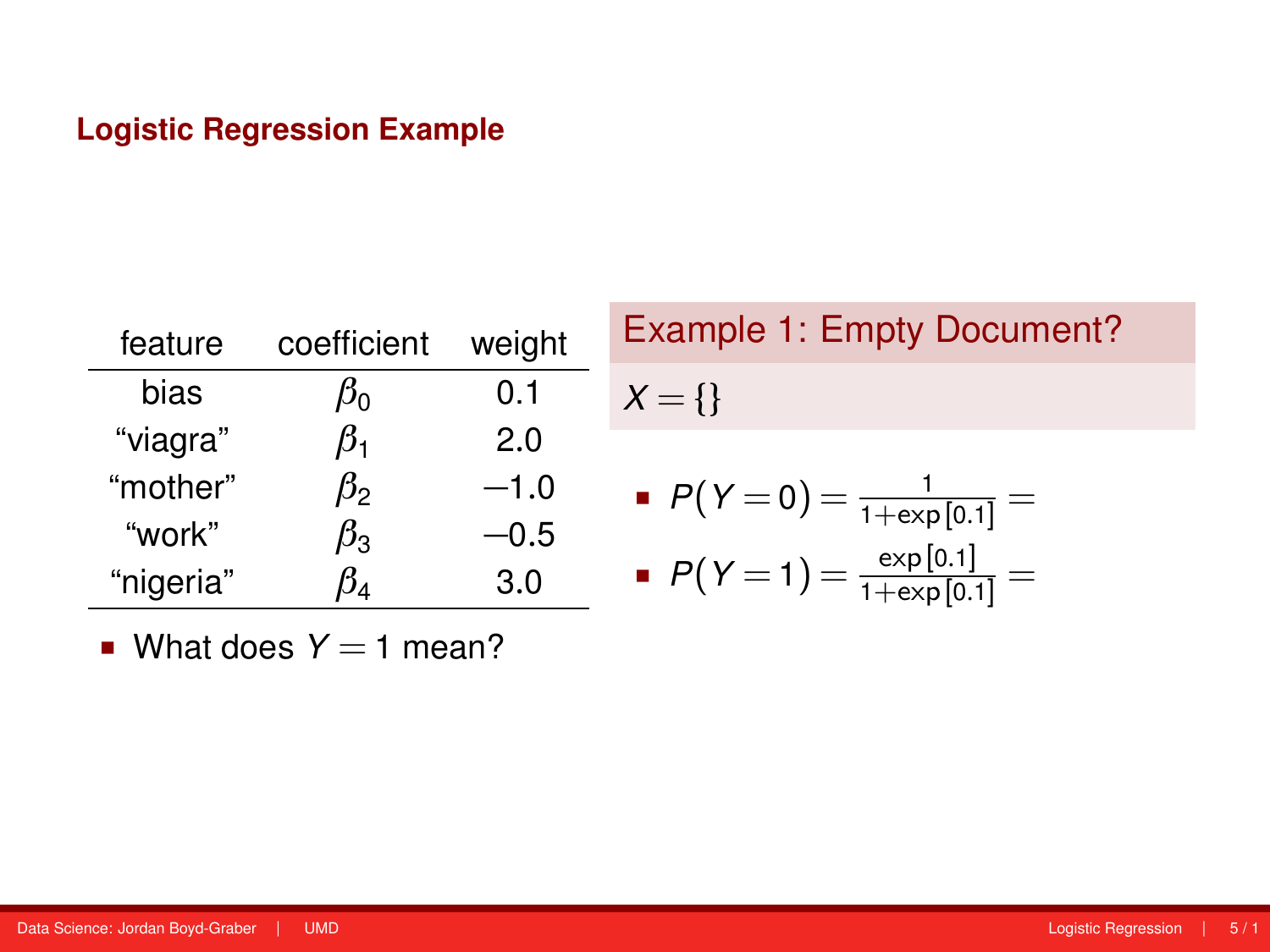## Logistic Regression Example

| feature | coefficient | weight |
|---|---|---|
| bias | $\beta_0$ | 0.1 |
| "viagra" | $\beta_1$ | 2.0 |
| "mother" | $\beta_2$ | $-1.0$ |
| "work" | $\beta_3$ | $-0.5$ |
| "nigeria" | $\beta_4$ | 3.0 |

- What does $Y = 1$ mean?

### Example 1: Empty Document?

$X = \{\}$

- $P(Y=0) = \frac{1}{1+\exp[0.1]} =$
- $P(Y=1) = \frac{\exp[0.1]}{1+\exp[0.1]} =$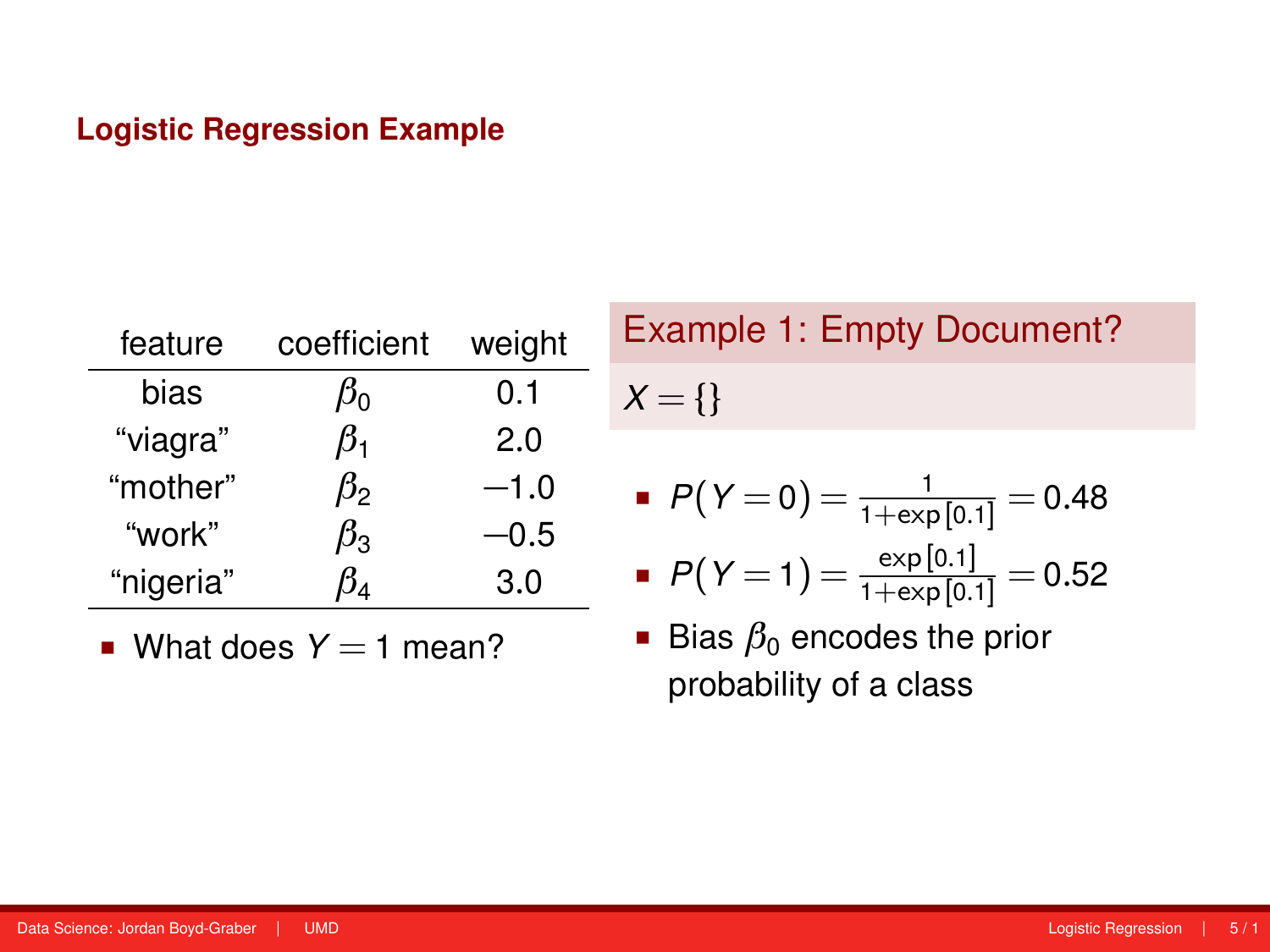## Logistic Regression Example

| feature | coefficient | weight |
|---|---|---|
| bias | $\beta_0$ | 0.1 |
| "viagra" | $\beta_1$ | 2.0 |
| "mother" | $\beta_2$ | $-1.0$ |
| "work" | $\beta_3$ | $-0.5$ |
| "nigeria" | $\beta_4$ | 3.0 |

- What does $Y = 1$ mean?

**Example 1: Empty Document?**

$X = \{\}$

- $P(Y=0) = \frac{1}{1+\exp[0.1]} = 0.48$
- $P(Y=1) = \frac{\exp[0.1]}{1+\exp[0.1]} = 0.52$
- Bias $\beta_0$ encodes the prior probability of a class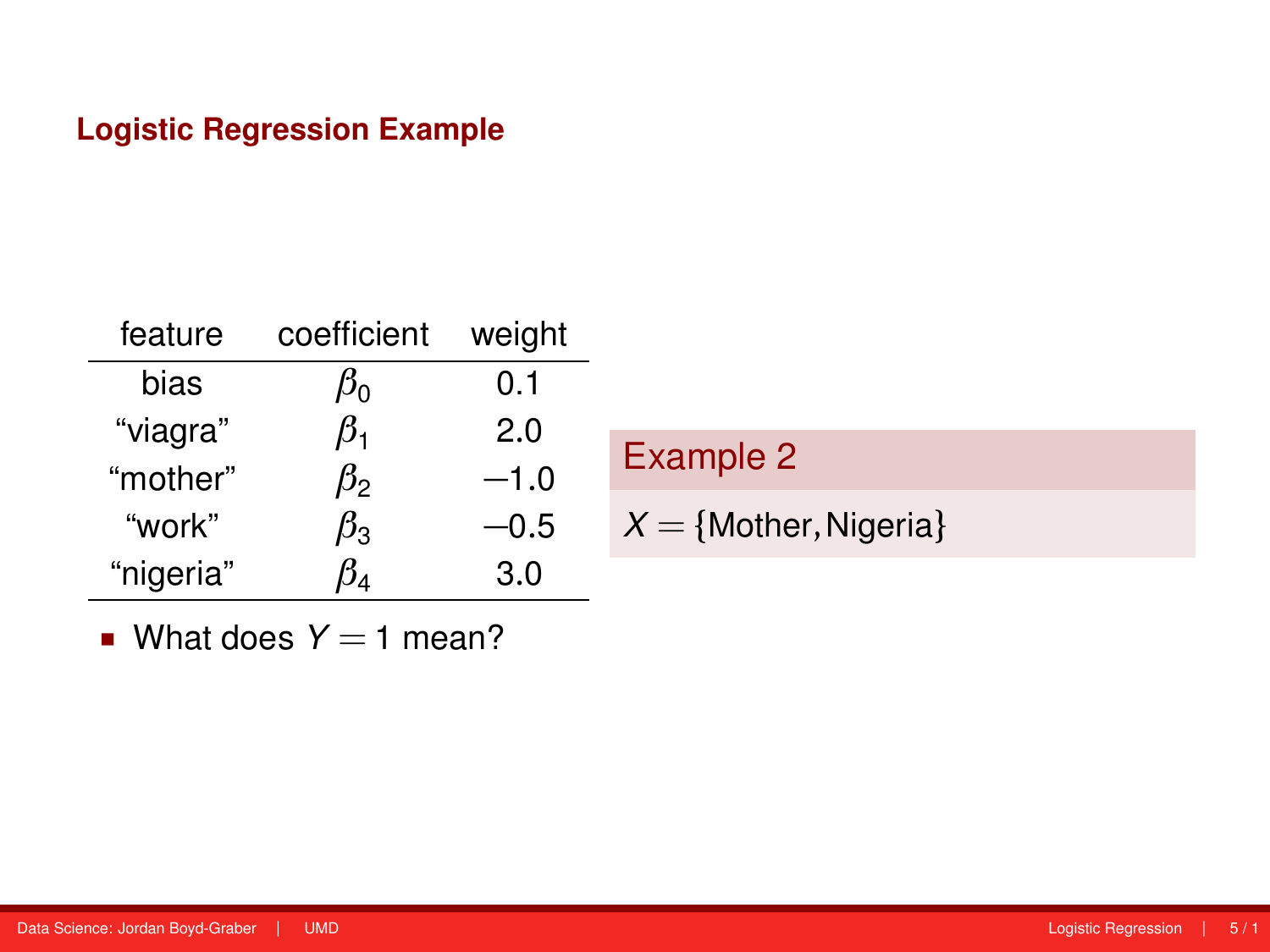## Logistic Regression Example

| feature | coefficient | weight |
|---|---|---|
| bias | $\beta_0$ | 0.1 |
| “viagra” | $\beta_1$ | 2.0 |
| “mother” | $\beta_2$ | $-1.0$ |
| “work” | $\beta_3$ | $-0.5$ |
| “nigeria” | $\beta_4$ | 3.0 |

- What does $Y = 1$ mean?

**Example 2**

$X = \{\text{Mother}, \text{Nigeria}\}$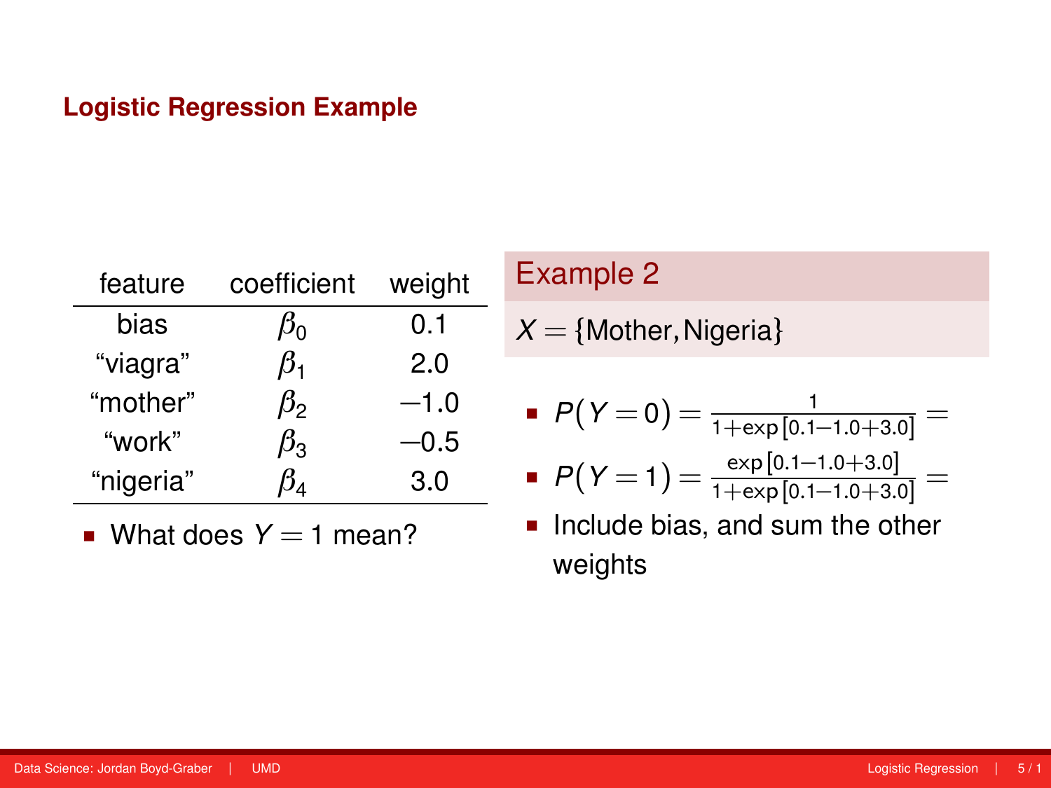## Logistic Regression Example

| feature | coefficient | weight |
|---|---|---|
| bias | $\beta_0$ | 0.1 |
| "viagra" | $\beta_1$ | 2.0 |
| "mother" | $\beta_2$ | $-1.0$ |
| "work" | $\beta_3$ | $-0.5$ |
| "nigeria" | $\beta_4$ | 3.0 |

- What does $Y = 1$ mean?

### Example 2

$X = \{\text{Mother}, \text{Nigeria}\}$

- $P(Y=0) = \frac{1}{1+\exp[0.1-1.0+3.0]} =$
- $P(Y=1) = \frac{\exp[0.1-1.0+3.0]}{1+\exp[0.1-1.0+3.0]} =$
- Include bias, and sum the other weights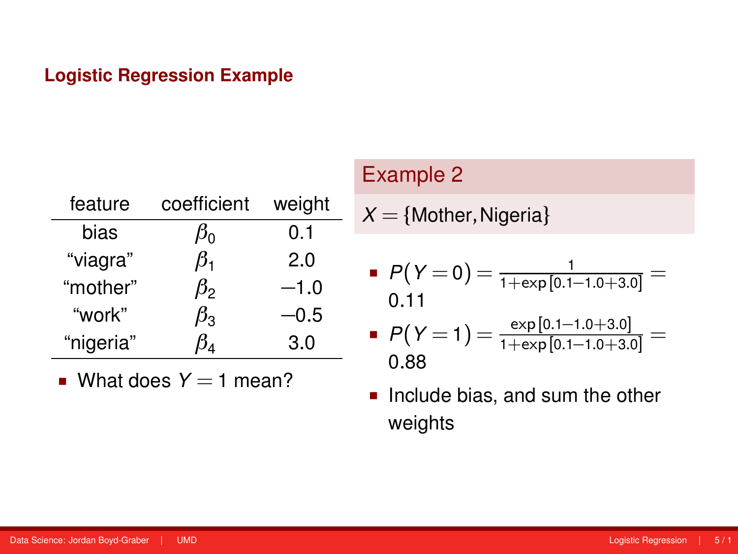# Logistic Regression Example

| feature | coefficient | weight |
|---|---|---|
| bias | $\beta_0$ | 0.1 |
| "viagra" | $\beta_1$ | 2.0 |
| "mother" | $\beta_2$ | $-1.0$ |
| "work" | $\beta_3$ | $-0.5$ |
| "nigeria" | $\beta_4$ | 3.0 |

- What does $Y = 1$ mean?

## Example 2

$X = \{\text{Mother}, \text{Nigeria}\}$

- $P(Y=0) = \frac{1}{1+\exp[0.1-1.0+3.0]} = 0.11$
- $P(Y=1) = \frac{\exp[0.1-1.0+3.0]}{1+\exp[0.1-1.0+3.0]} = 0.88$
- Include bias, and sum the other weights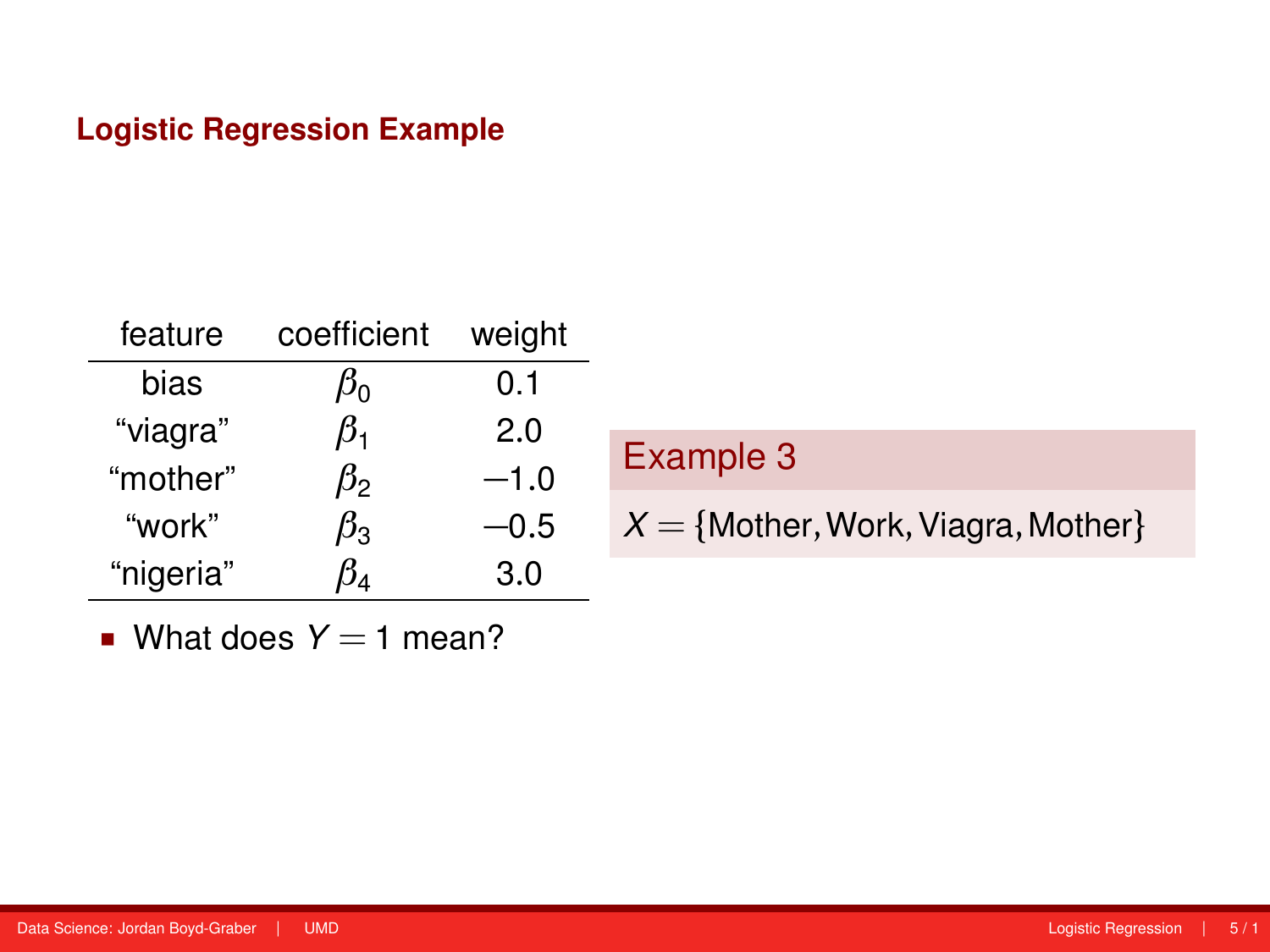## Logistic Regression Example

| feature | coefficient | weight |
|---|---|---|
| bias | $\beta_0$ | 0.1 |
| “viagra” | $\beta_1$ | 2.0 |
| “mother” | $\beta_2$ | −1.0 |
| “work” | $\beta_3$ | −0.5 |
| “nigeria” | $\beta_4$ | 3.0 |

- What does $Y = 1$ mean?

**Example 3**

$X = \{\text{Mother}, \text{Work}, \text{Viagra}, \text{Mother}\}$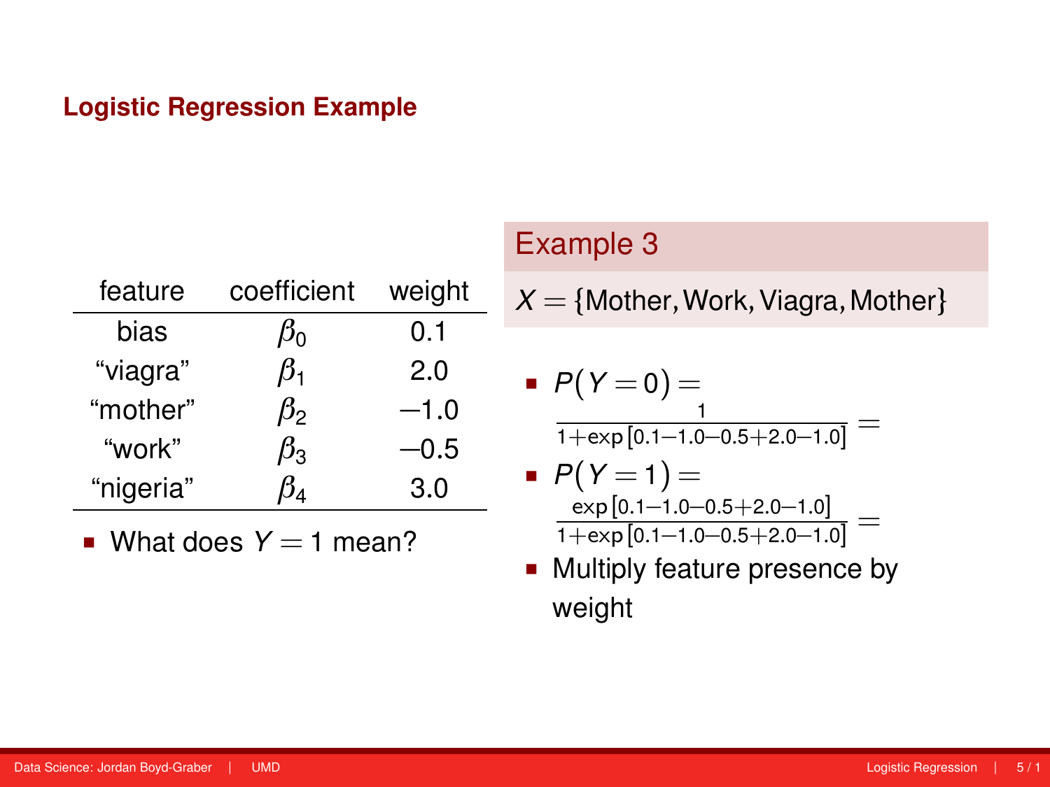## Logistic Regression Example

| feature | coefficient | weight |
|---|---|---|
| bias | $\beta_0$ | 0.1 |
| "viagra" | $\beta_1$ | 2.0 |
| "mother" | $\beta_2$ | −1.0 |
| "work" | $\beta_3$ | −0.5 |
| "nigeria" | $\beta_4$ | 3.0 |

- What does $Y = 1$ mean?

### Example 3

$X = \{\text{Mother}, \text{Work}, \text{Viagra}, \text{Mother}\}$

- $P(Y=0) = \frac{1}{1+\exp[0.1-1.0-0.5+2.0-1.0]} =$
- $P(Y=1) = \frac{\exp[0.1-1.0-0.5+2.0-1.0]}{1+\exp[0.1-1.0-0.5+2.0-1.0]} =$
- Multiply feature presence by weight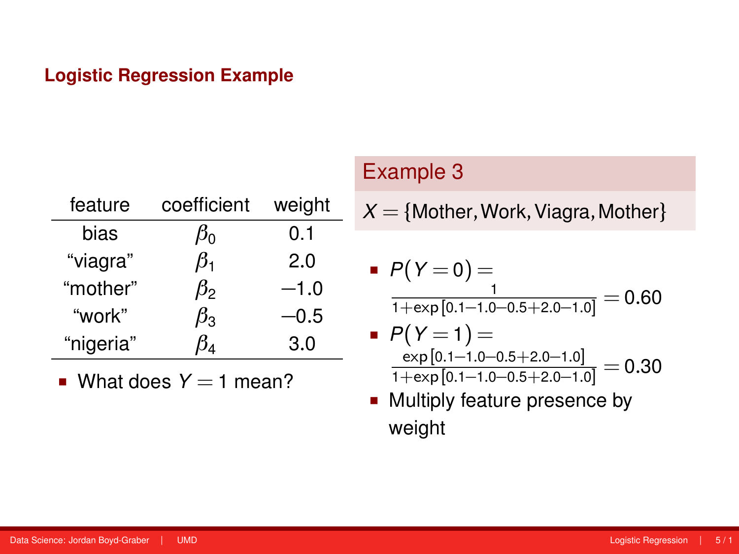## Logistic Regression Example

| feature | coefficient | weight |
|---|---|---|
| bias | $\beta_0$ | 0.1 |
| "viagra" | $\beta_1$ | 2.0 |
| "mother" | $\beta_2$ | $-1.0$ |
| "work" | $\beta_3$ | $-0.5$ |
| "nigeria" | $\beta_4$ | 3.0 |

- What does $Y = 1$ mean?

### Example 3

$X = \{\text{Mother}, \text{Work}, \text{Viagra}, \text{Mother}\}$

- $P(Y=0) = \frac{1}{1+\exp[0.1-1.0-0.5+2.0-1.0]} = 0.60$
- $P(Y=1) = \frac{\exp[0.1-1.0-0.5+2.0-1.0]}{1+\exp[0.1-1.0-0.5+2.0-1.0]} = 0.30$
- Multiply feature presence by weight